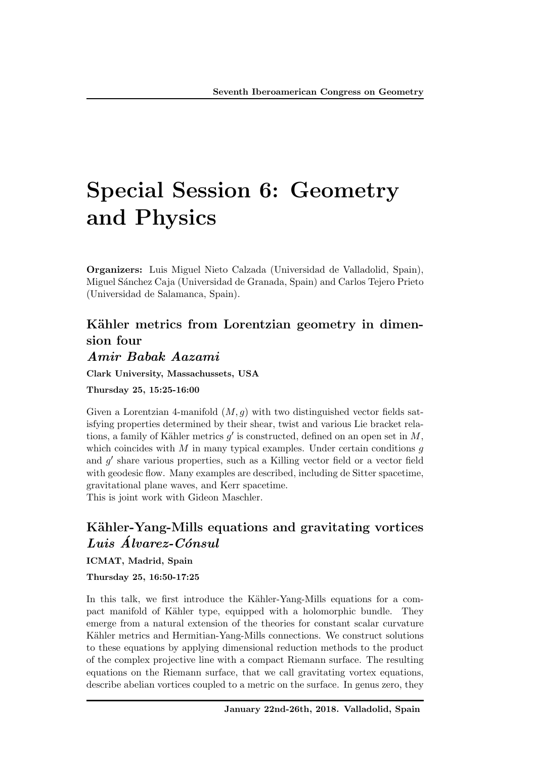# Special Session 6: Geometry and Physics

**Organizers:** Luis Miguel Nieto Calzada (Universidad de Valladolid, Spain), Miguel Sánchez Caja (Universidad de Granada, Spain) and Carlos Tejero Prieto (Universidad de Salamanca, Spain).

## Kähler metrics from Lorentzian geometry in dimension four

***Amir Babak Aazami***

**Clark University, Massachussets, USA**

**Thursday 25, 15:25-16:00**

Given a Lorentzian 4-manifold $(M, g)$ with two distinguished vector fields satisfying properties determined by their shear, twist and various Lie bracket relations, a family of Kähler metrics $g'$ is constructed, defined on an open set in $M$, which coincides with $M$ in many typical examples. Under certain conditions $g$ and $g'$ share various properties, such as a Killing vector field or a vector field with geodesic flow. Many examples are described, including de Sitter spacetime, gravitational plane waves, and Kerr spacetime.
This is joint work with Gideon Maschler.

## Kähler-Yang-Mills equations and gravitating vortices

***Luis Álvarez-Cónsul***

**ICMAT, Madrid, Spain**

**Thursday 25, 16:50-17:25**

In this talk, we first introduce the Kähler-Yang-Mills equations for a compact manifold of Kähler type, equipped with a holomorphic bundle. They emerge from a natural extension of the theories for constant scalar curvature Kähler metrics and Hermitian-Yang-Mills connections. We construct solutions to these equations by applying dimensional reduction methods to the product of the complex projective line with a compact Riemann surface. The resulting equations on the Riemann surface, that we call gravitating vortex equations, describe abelian vortices coupled to a metric on the surface. In genus zero, they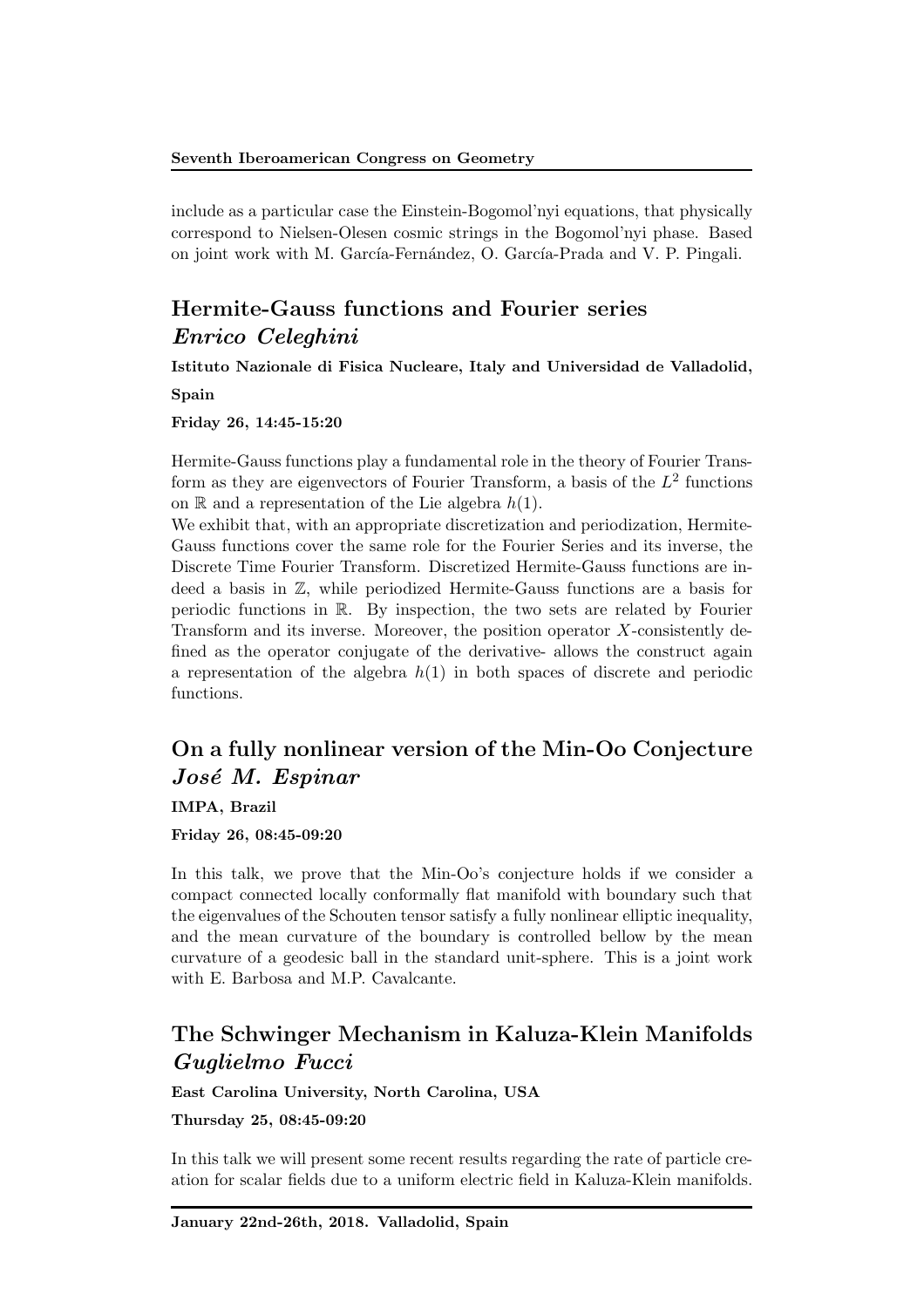include as a particular case the Einstein-Bogomol'nyi equations, that physically correspond to Nielsen-Olesen cosmic strings in the Bogomol'nyi phase. Based on joint work with M. García-Fernández, O. García-Prada and V. P. Pingali.

## Hermite-Gauss functions and Fourier series *Enrico Celeghini*

**Istituto Nazionale di Fisica Nucleare, Italy and Universidad de Valladolid, Spain**

**Friday 26, 14:45-15:20**

Hermite-Gauss functions play a fundamental role in the theory of Fourier Transform as they are eigenvectors of Fourier Transform, a basis of the $L^2$ functions on $\mathbb{R}$ and a representation of the Lie algebra $h(1)$.

We exhibit that, with an appropriate discretization and periodization, Hermite-Gauss functions cover the same role for the Fourier Series and its inverse, the Discrete Time Fourier Transform. Discretized Hermite-Gauss functions are indeed a basis in $\mathbb{Z}$, while periodized Hermite-Gauss functions are a basis for periodic functions in $\mathbb{R}$. By inspection, the two sets are related by Fourier Transform and its inverse. Moreover, the position operator $X$-consistently defined as the operator conjugate of the derivative- allows the construct again a representation of the algebra $h(1)$ in both spaces of discrete and periodic functions.

## On a fully nonlinear version of the Min-Oo Conjecture *José M. Espinar*

**IMPA, Brazil**

**Friday 26, 08:45-09:20**

In this talk, we prove that the Min-Oo's conjecture holds if we consider a compact connected locally conformally flat manifold with boundary such that the eigenvalues of the Schouten tensor satisfy a fully nonlinear elliptic inequality, and the mean curvature of the boundary is controlled bellow by the mean curvature of a geodesic ball in the standard unit-sphere. This is a joint work with E. Barbosa and M.P. Cavalcante.

## The Schwinger Mechanism in Kaluza-Klein Manifolds *Guglielmo Fucci*

**East Carolina University, North Carolina, USA**

**Thursday 25, 08:45-09:20**

In this talk we will present some recent results regarding the rate of particle creation for scalar fields due to a uniform electric field in Kaluza-Klein manifolds.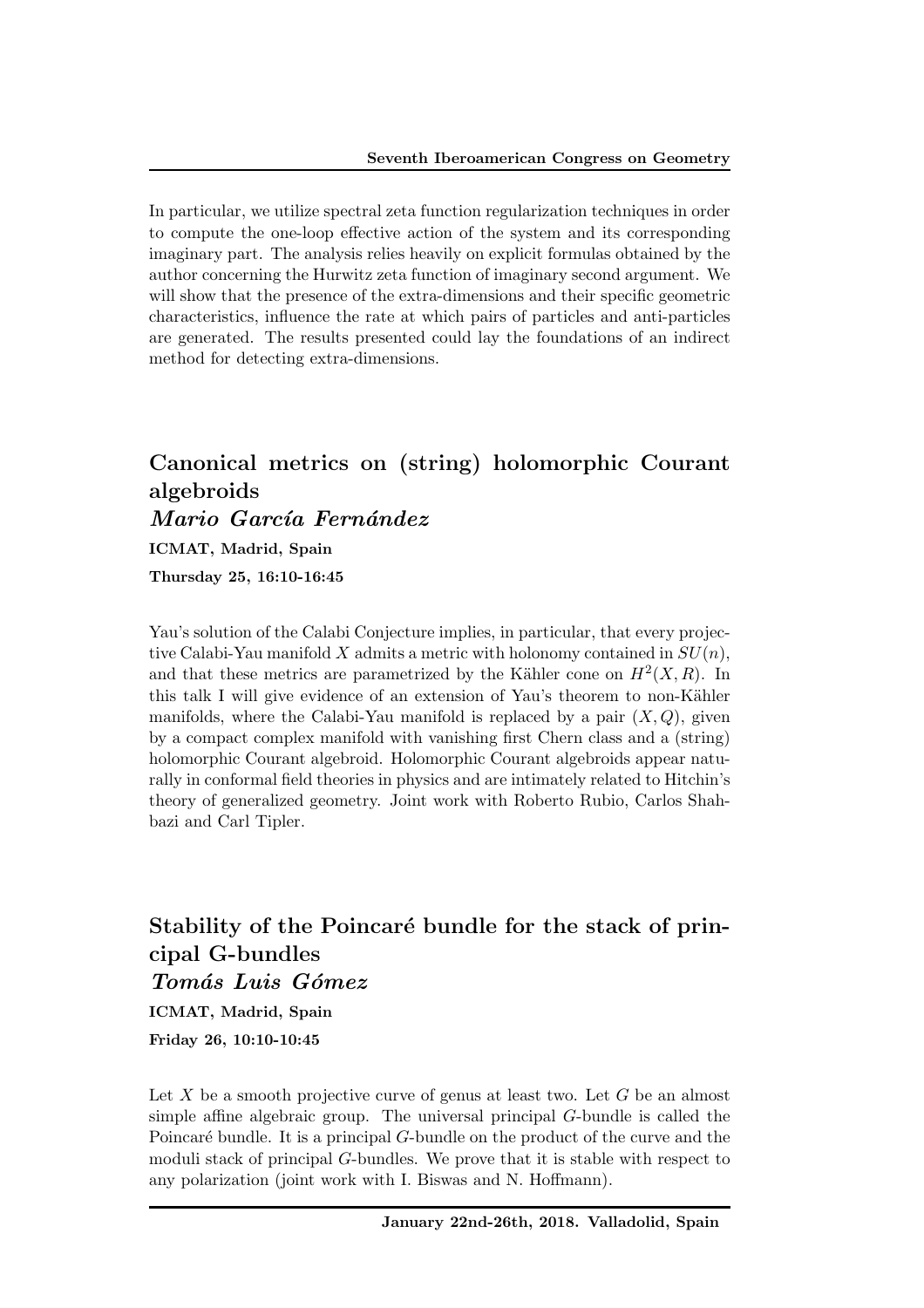In particular, we utilize spectral zeta function regularization techniques in order to compute the one-loop effective action of the system and its corresponding imaginary part. The analysis relies heavily on explicit formulas obtained by the author concerning the Hurwitz zeta function of imaginary second argument. We will show that the presence of the extra-dimensions and their specific geometric characteristics, influence the rate at which pairs of particles and anti-particles are generated. The results presented could lay the foundations of an indirect method for detecting extra-dimensions.

## Canonical metrics on (string) holomorphic Courant algebroids

***Mario García Fernández***

**ICMAT, Madrid, Spain**

**Thursday 25, 16:10-16:45**

Yau's solution of the Calabi Conjecture implies, in particular, that every projective Calabi-Yau manifold $X$ admits a metric with holonomy contained in $SU(n)$, and that these metrics are parametrized by the Kähler cone on $H^2(X, R)$. In this talk I will give evidence of an extension of Yau's theorem to non-Kähler manifolds, where the Calabi-Yau manifold is replaced by a pair $(X, Q)$, given by a compact complex manifold with vanishing first Chern class and a (string) holomorphic Courant algebroid. Holomorphic Courant algebroids appear naturally in conformal field theories in physics and are intimately related to Hitchin's theory of generalized geometry. Joint work with Roberto Rubio, Carlos Shahbazi and Carl Tipler.

## Stability of the Poincaré bundle for the stack of principal G-bundles

***Tomás Luis Gómez***

**ICMAT, Madrid, Spain**

**Friday 26, 10:10-10:45**

Let $X$ be a smooth projective curve of genus at least two. Let $G$ be an almost simple affine algebraic group. The universal principal $G$-bundle is called the Poincaré bundle. It is a principal $G$-bundle on the product of the curve and the moduli stack of principal $G$-bundles. We prove that it is stable with respect to any polarization (joint work with I. Biswas and N. Hoffmann).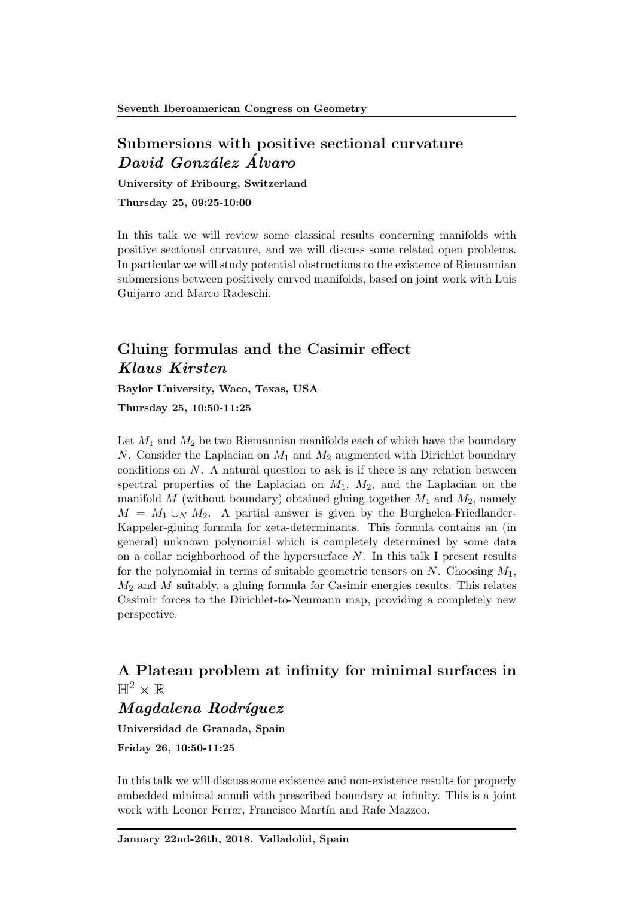## Submersions with positive sectional curvature
### *David González Álvaro*

**University of Fribourg, Switzerland**

**Thursday 25, 09:25-10:00**

In this talk we will review some classical results concerning manifolds with positive sectional curvature, and we will discuss some related open problems. In particular we will study potential obstructions to the existence of Riemannian submersions between positively curved manifolds, based on joint work with Luis Guijarro and Marco Radeschi.

## Gluing formulas and the Casimir effect
### *Klaus Kirsten*

**Baylor University, Waco, Texas, USA**

**Thursday 25, 10:50-11:25**

Let $M_1$ and $M_2$ be two Riemannian manifolds each of which have the boundary $N$. Consider the Laplacian on $M_1$ and $M_2$ augmented with Dirichlet boundary conditions on $N$. A natural question to ask is if there is any relation between spectral properties of the Laplacian on $M_1$, $M_2$, and the Laplacian on the manifold $M$ (without boundary) obtained gluing together $M_1$ and $M_2$, namely $M = M_1 \cup_N M_2$. A partial answer is given by the Burghelea-Friedlander-Kappeler-gluing formula for zeta-determinants. This formula contains an (in general) unknown polynomial which is completely determined by some data on a collar neighborhood of the hypersurface $N$. In this talk I present results for the polynomial in terms of suitable geometric tensors on $N$. Choosing $M_1$, $M_2$ and $M$ suitably, a gluing formula for Casimir energies results. This relates Casimir forces to the Dirichlet-to-Neumann map, providing a completely new perspective.

## A Plateau problem at infinity for minimal surfaces in $\mathbb{H}^2 \times \mathbb{R}$
### *Magdalena Rodríguez*

**Universidad de Granada, Spain**

**Friday 26, 10:50-11:25**

In this talk we will discuss some existence and non-existence results for properly embedded minimal annuli with prescribed boundary at infinity. This is a joint work with Leonor Ferrer, Francisco Martín and Rafe Mazzeo.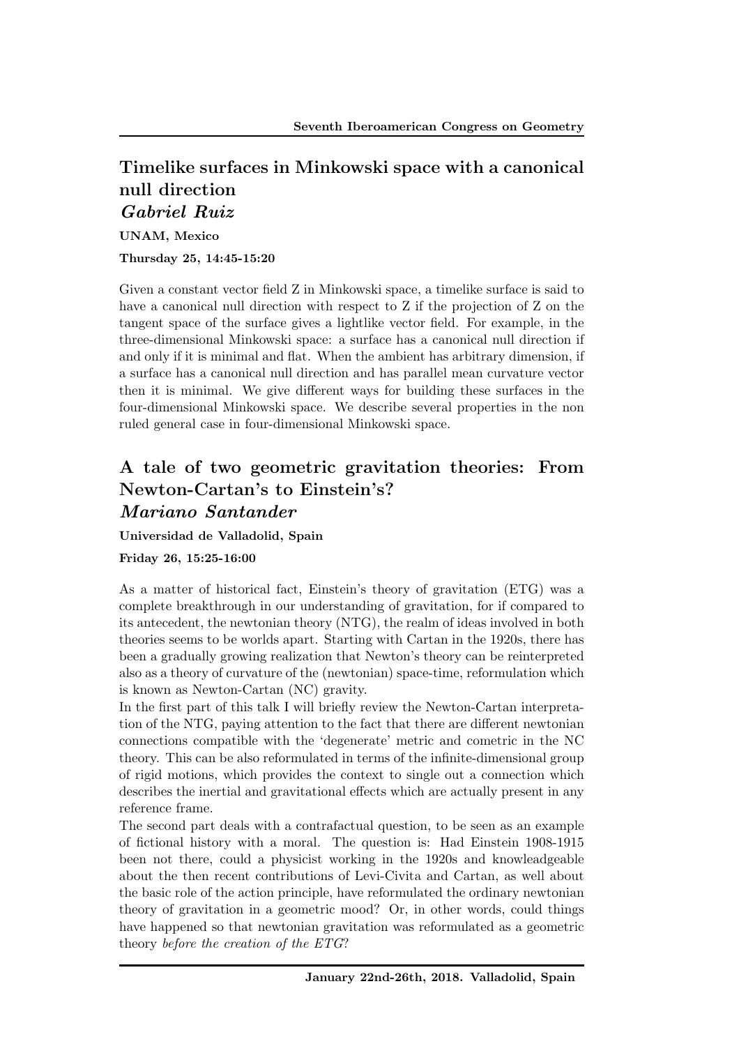## Timelike surfaces in Minkowski space with a canonical null direction

### *Gabriel Ruiz*

**UNAM, Mexico**

**Thursday 25, 14:45-15:20**

Given a constant vector field Z in Minkowski space, a timelike surface is said to have a canonical null direction with respect to Z if the projection of Z on the tangent space of the surface gives a lightlike vector field. For example, in the three-dimensional Minkowski space: a surface has a canonical null direction if and only if it is minimal and flat. When the ambient has arbitrary dimension, if a surface has a canonical null direction and has parallel mean curvature vector then it is minimal. We give different ways for building these surfaces in the four-dimensional Minkowski space. We describe several properties in the non ruled general case in four-dimensional Minkowski space.

## A tale of two geometric gravitation theories: From Newton-Cartan's to Einstein's?

### *Mariano Santander*

**Universidad de Valladolid, Spain**

**Friday 26, 15:25-16:00**

As a matter of historical fact, Einstein's theory of gravitation (ETG) was a complete breakthrough in our understanding of gravitation, for if compared to its antecedent, the newtonian theory (NTG), the realm of ideas involved in both theories seems to be worlds apart. Starting with Cartan in the 1920s, there has been a gradually growing realization that Newton's theory can be reinterpreted also as a theory of curvature of the (newtonian) space-time, reformulation which is known as Newton-Cartan (NC) gravity.

In the first part of this talk I will briefly review the Newton-Cartan interpretation of the NTG, paying attention to the fact that there are different newtonian connections compatible with the 'degenerate' metric and cometric in the NC theory. This can be also reformulated in terms of the infinite-dimensional group of rigid motions, which provides the context to single out a connection which describes the inertial and gravitational effects which are actually present in any reference frame.

The second part deals with a contrafactual question, to be seen as an example of fictional history with a moral. The question is: Had Einstein 1908-1915 been not there, could a physicist working in the 1920s and knowleadgeable about the then recent contributions of Levi-Civita and Cartan, as well about the basic role of the action principle, have reformulated the ordinary newtonian theory of gravitation in a geometric mood? Or, in other words, could things have happened so that newtonian gravitation was reformulated as a geometric theory *before the creation of the ETG*?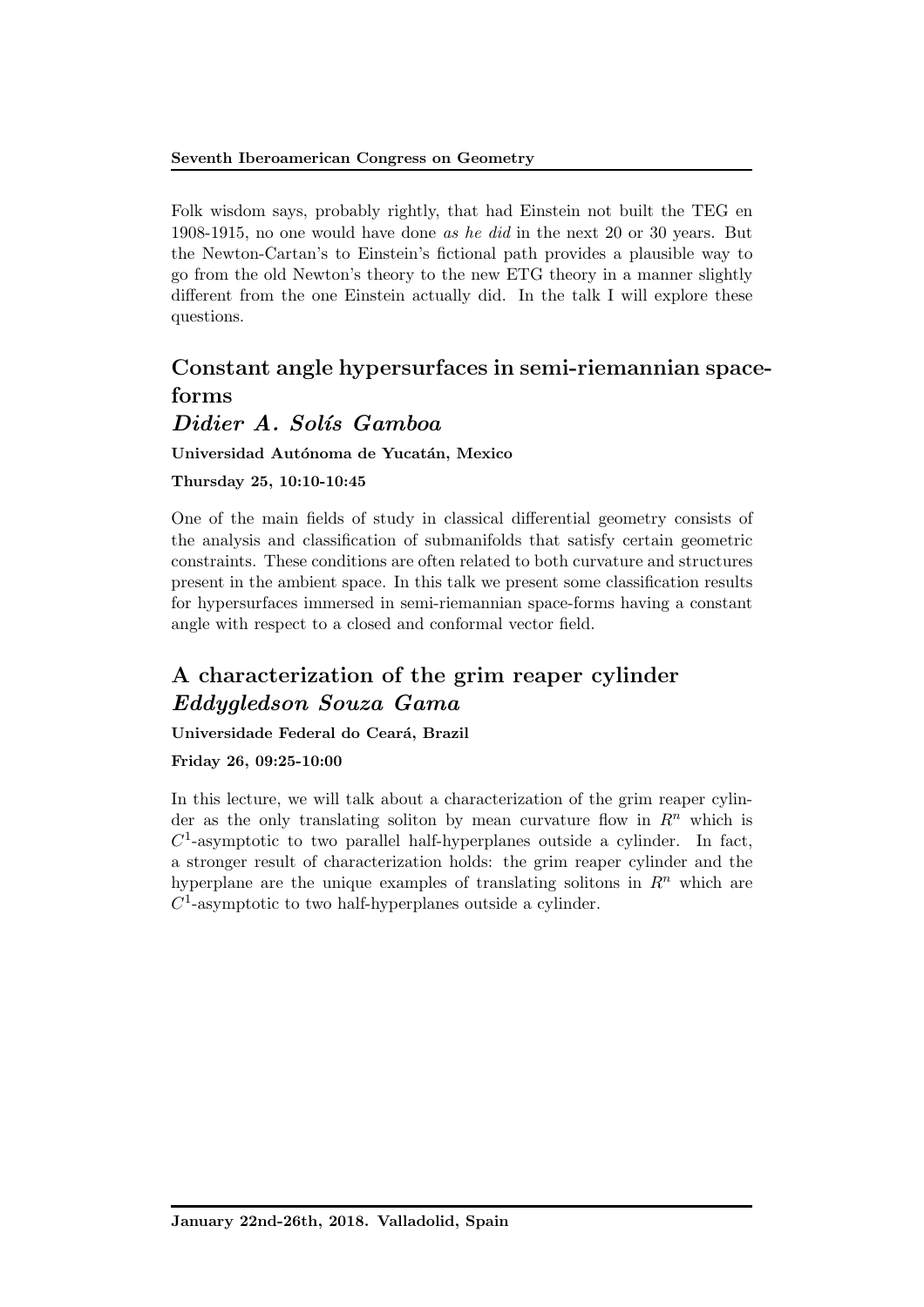Folk wisdom says, probably rightly, that had Einstein not built the TEG en 1908-1915, no one would have done *as he did* in the next 20 or 30 years. But the Newton-Cartan's to Einstein's fictional path provides a plausible way to go from the old Newton's theory to the new ETG theory in a manner slightly different from the one Einstein actually did. In the talk I will explore these questions.

## Constant angle hypersurfaces in semi-riemannian space-forms

### *Didier A. Solís Gamboa*

**Universidad Autónoma de Yucatán, Mexico**

**Thursday 25, 10:10-10:45**

One of the main fields of study in classical differential geometry consists of the analysis and classification of submanifolds that satisfy certain geometric constraints. These conditions are often related to both curvature and structures present in the ambient space. In this talk we present some classification results for hypersurfaces immersed in semi-riemannian space-forms having a constant angle with respect to a closed and conformal vector field.

## A characterization of the grim reaper cylinder

### *Eddygledson Souza Gama*

**Universidade Federal do Ceará, Brazil**

**Friday 26, 09:25-10:00**

In this lecture, we will talk about a characterization of the grim reaper cylinder as the only translating soliton by mean curvature flow in $R^n$ which is $C^1$-asymptotic to two parallel half-hyperplanes outside a cylinder. In fact, a stronger result of characterization holds: the grim reaper cylinder and the hyperplane are the unique examples of translating solitons in $R^n$ which are $C^1$-asymptotic to two half-hyperplanes outside a cylinder.